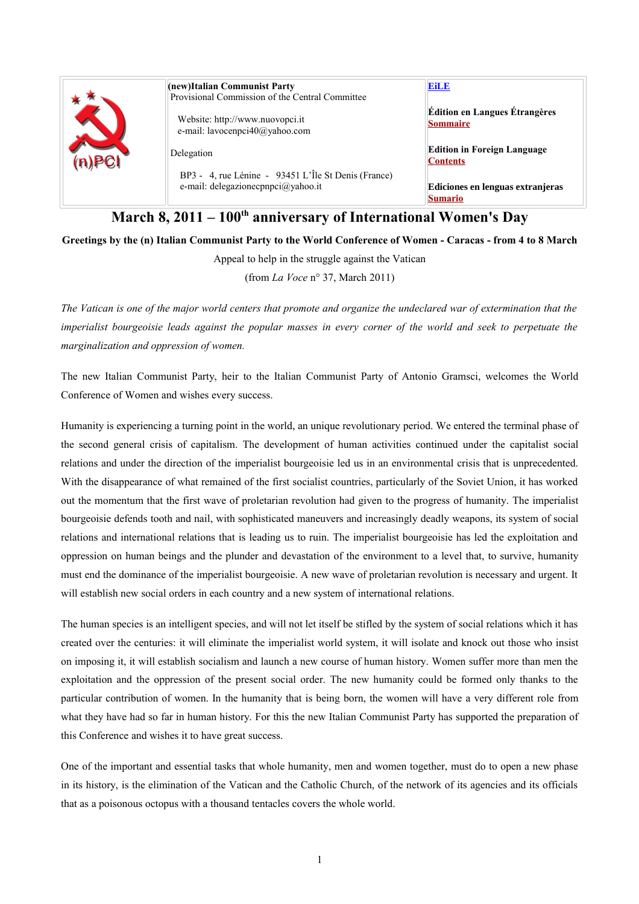| (n)PCI | **(new)Italian Communist Party** Provisional Commission of the Central Committee<br><br>Website: http://www.nuovopci.it<br>e-mail: lavocenpci40@yahoo.com<br><br>Delegation<br><br>BP3 - 4, rue Lénine - 93451 L'Île St Denis (France)<br>e-mail: delegazionecpnpci@yahoo.it | **EiLE**<br><br>**Édition en Langues Étrangères** **Sommaire**<br><br>**Edition in Foreign Language** **Contents**<br><br>**Ediciones en lenguas extranjeras** **Sumario** |
|---|---|---|

# March 8, 2011 – 100th anniversary of International Women's Day

**Greetings by the (n) Italian Communist Party to the World Conference of Women - Caracas - from 4 to 8 March**

Appeal to help in the struggle against the Vatican

(from *La Voce* n° 37, March 2011)

*The Vatican is one of the major world centers that promote and organize the undeclared war of extermination that the imperialist bourgeoisie leads against the popular masses in every corner of the world and seek to perpetuate the marginalization and oppression of women.*

The new Italian Communist Party, heir to the Italian Communist Party of Antonio Gramsci, welcomes the World Conference of Women and wishes every success.

Humanity is experiencing a turning point in the world, an unique revolutionary period. We entered the terminal phase of the second general crisis of capitalism. The development of human activities continued under the capitalist social relations and under the direction of the imperialist bourgeoisie led us in an environmental crisis that is unprecedented. With the disappearance of what remained of the first socialist countries, particularly of the Soviet Union, it has worked out the momentum that the first wave of proletarian revolution had given to the progress of humanity. The imperialist bourgeoisie defends tooth and nail, with sophisticated maneuvers and increasingly deadly weapons, its system of social relations and international relations that is leading us to ruin. The imperialist bourgeoisie has led the exploitation and oppression on human beings and the plunder and devastation of the environment to a level that, to survive, humanity must end the dominance of the imperialist bourgeoisie. A new wave of proletarian revolution is necessary and urgent. It will establish new social orders in each country and a new system of international relations.

The human species is an intelligent species, and will not let itself be stifled by the system of social relations which it has created over the centuries: it will eliminate the imperialist world system, it will isolate and knock out those who insist on imposing it, it will establish socialism and launch a new course of human history. Women suffer more than men the exploitation and the oppression of the present social order. The new humanity could be formed only thanks to the particular contribution of women. In the humanity that is being born, the women will have a very different role from what they have had so far in human history. For this the new Italian Communist Party has supported the preparation of this Conference and wishes it to have great success.

One of the important and essential tasks that whole humanity, men and women together, must do to open a new phase in its history, is the elimination of the Vatican and the Catholic Church, of the network of its agencies and its officials that as a poisonous octopus with a thousand tentacles covers the whole world.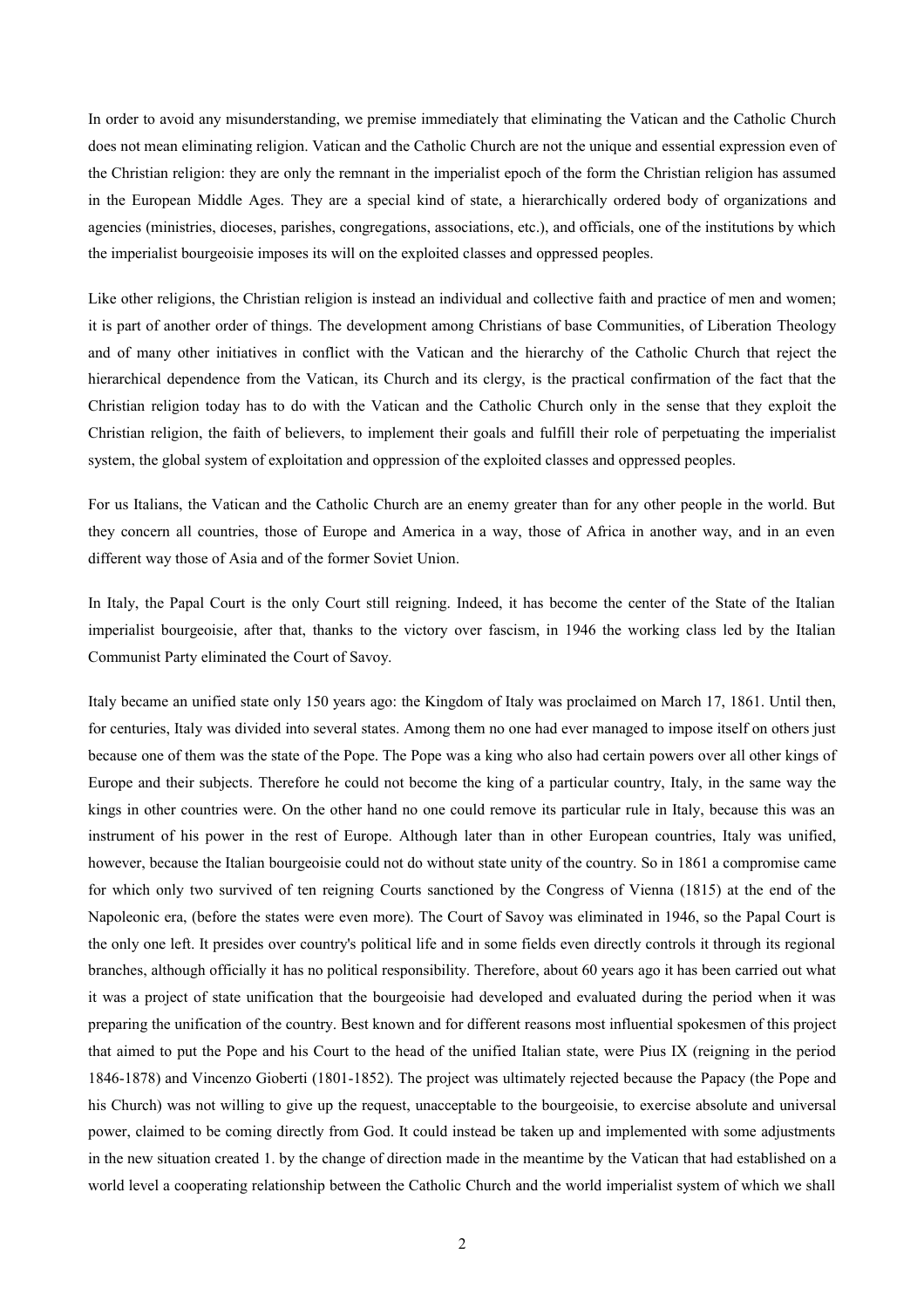In order to avoid any misunderstanding, we premise immediately that eliminating the Vatican and the Catholic Church does not mean eliminating religion. Vatican and the Catholic Church are not the unique and essential expression even of the Christian religion: they are only the remnant in the imperialist epoch of the form the Christian religion has assumed in the European Middle Ages. They are a special kind of state, a hierarchically ordered body of organizations and agencies (ministries, dioceses, parishes, congregations, associations, etc.), and officials, one of the institutions by which the imperialist bourgeoisie imposes its will on the exploited classes and oppressed peoples.

Like other religions, the Christian religion is instead an individual and collective faith and practice of men and women; it is part of another order of things. The development among Christians of base Communities, of Liberation Theology and of many other initiatives in conflict with the Vatican and the hierarchy of the Catholic Church that reject the hierarchical dependence from the Vatican, its Church and its clergy, is the practical confirmation of the fact that the Christian religion today has to do with the Vatican and the Catholic Church only in the sense that they exploit the Christian religion, the faith of believers, to implement their goals and fulfill their role of perpetuating the imperialist system, the global system of exploitation and oppression of the exploited classes and oppressed peoples.

For us Italians, the Vatican and the Catholic Church are an enemy greater than for any other people in the world. But they concern all countries, those of Europe and America in a way, those of Africa in another way, and in an even different way those of Asia and of the former Soviet Union.

In Italy, the Papal Court is the only Court still reigning. Indeed, it has become the center of the State of the Italian imperialist bourgeoisie, after that, thanks to the victory over fascism, in 1946 the working class led by the Italian Communist Party eliminated the Court of Savoy.

Italy became an unified state only 150 years ago: the Kingdom of Italy was proclaimed on March 17, 1861. Until then, for centuries, Italy was divided into several states. Among them no one had ever managed to impose itself on others just because one of them was the state of the Pope. The Pope was a king who also had certain powers over all other kings of Europe and their subjects. Therefore he could not become the king of a particular country, Italy, in the same way the kings in other countries were. On the other hand no one could remove its particular rule in Italy, because this was an instrument of his power in the rest of Europe. Although later than in other European countries, Italy was unified, however, because the Italian bourgeoisie could not do without state unity of the country. So in 1861 a compromise came for which only two survived of ten reigning Courts sanctioned by the Congress of Vienna (1815) at the end of the Napoleonic era, (before the states were even more). The Court of Savoy was eliminated in 1946, so the Papal Court is the only one left. It presides over country's political life and in some fields even directly controls it through its regional branches, although officially it has no political responsibility. Therefore, about 60 years ago it has been carried out what it was a project of state unification that the bourgeoisie had developed and evaluated during the period when it was preparing the unification of the country. Best known and for different reasons most influential spokesmen of this project that aimed to put the Pope and his Court to the head of the unified Italian state, were Pius IX (reigning in the period 1846-1878) and Vincenzo Gioberti (1801-1852). The project was ultimately rejected because the Papacy (the Pope and his Church) was not willing to give up the request, unacceptable to the bourgeoisie, to exercise absolute and universal power, claimed to be coming directly from God. It could instead be taken up and implemented with some adjustments in the new situation created 1. by the change of direction made in the meantime by the Vatican that had established on a world level a cooperating relationship between the Catholic Church and the world imperialist system of which we shall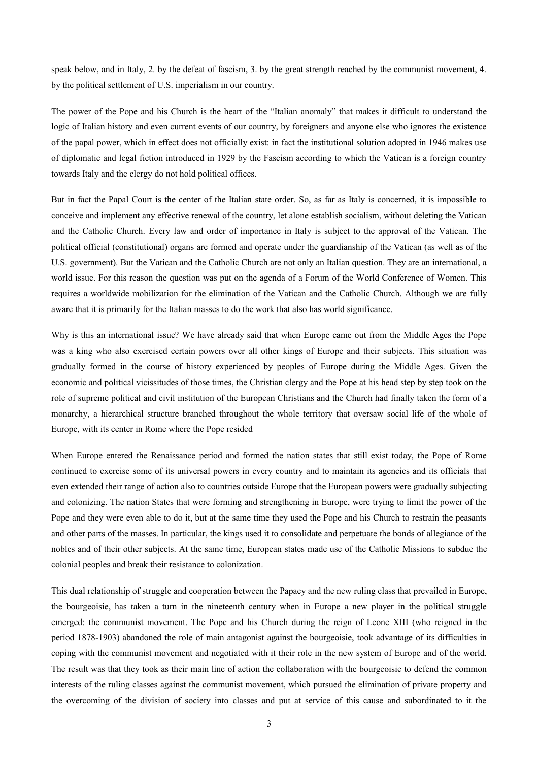speak below, and in Italy, 2. by the defeat of fascism, 3. by the great strength reached by the communist movement, 4. by the political settlement of U.S. imperialism in our country.

The power of the Pope and his Church is the heart of the "Italian anomaly" that makes it difficult to understand the logic of Italian history and even current events of our country, by foreigners and anyone else who ignores the existence of the papal power, which in effect does not officially exist: in fact the institutional solution adopted in 1946 makes use of diplomatic and legal fiction introduced in 1929 by the Fascism according to which the Vatican is a foreign country towards Italy and the clergy do not hold political offices.

But in fact the Papal Court is the center of the Italian state order. So, as far as Italy is concerned, it is impossible to conceive and implement any effective renewal of the country, let alone establish socialism, without deleting the Vatican and the Catholic Church. Every law and order of importance in Italy is subject to the approval of the Vatican. The political official (constitutional) organs are formed and operate under the guardianship of the Vatican (as well as of the U.S. government). But the Vatican and the Catholic Church are not only an Italian question. They are an international, a world issue. For this reason the question was put on the agenda of a Forum of the World Conference of Women. This requires a worldwide mobilization for the elimination of the Vatican and the Catholic Church. Although we are fully aware that it is primarily for the Italian masses to do the work that also has world significance.

Why is this an international issue? We have already said that when Europe came out from the Middle Ages the Pope was a king who also exercised certain powers over all other kings of Europe and their subjects. This situation was gradually formed in the course of history experienced by peoples of Europe during the Middle Ages. Given the economic and political vicissitudes of those times, the Christian clergy and the Pope at his head step by step took on the role of supreme political and civil institution of the European Christians and the Church had finally taken the form of a monarchy, a hierarchical structure branched throughout the whole territory that oversaw social life of the whole of Europe, with its center in Rome where the Pope resided

When Europe entered the Renaissance period and formed the nation states that still exist today, the Pope of Rome continued to exercise some of its universal powers in every country and to maintain its agencies and its officials that even extended their range of action also to countries outside Europe that the European powers were gradually subjecting and colonizing. The nation States that were forming and strengthening in Europe, were trying to limit the power of the Pope and they were even able to do it, but at the same time they used the Pope and his Church to restrain the peasants and other parts of the masses. In particular, the kings used it to consolidate and perpetuate the bonds of allegiance of the nobles and of their other subjects. At the same time, European states made use of the Catholic Missions to subdue the colonial peoples and break their resistance to colonization.

This dual relationship of struggle and cooperation between the Papacy and the new ruling class that prevailed in Europe, the bourgeoisie, has taken a turn in the nineteenth century when in Europe a new player in the political struggle emerged: the communist movement. The Pope and his Church during the reign of Leone XIII (who reigned in the period 1878-1903) abandoned the role of main antagonist against the bourgeoisie, took advantage of its difficulties in coping with the communist movement and negotiated with it their role in the new system of Europe and of the world. The result was that they took as their main line of action the collaboration with the bourgeoisie to defend the common interests of the ruling classes against the communist movement, which pursued the elimination of private property and the overcoming of the division of society into classes and put at service of this cause and subordinated to it the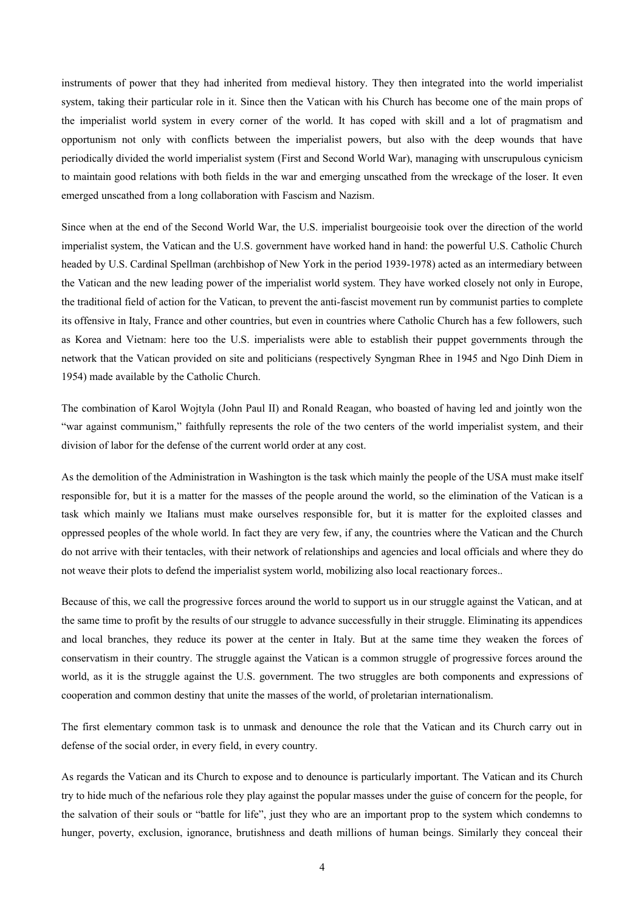instruments of power that they had inherited from medieval history. They then integrated into the world imperialist system, taking their particular role in it. Since then the Vatican with his Church has become one of the main props of the imperialist world system in every corner of the world. It has coped with skill and a lot of pragmatism and opportunism not only with conflicts between the imperialist powers, but also with the deep wounds that have periodically divided the world imperialist system (First and Second World War), managing with unscrupulous cynicism to maintain good relations with both fields in the war and emerging unscathed from the wreckage of the loser. It even emerged unscathed from a long collaboration with Fascism and Nazism.

Since when at the end of the Second World War, the U.S. imperialist bourgeoisie took over the direction of the world imperialist system, the Vatican and the U.S. government have worked hand in hand: the powerful U.S. Catholic Church headed by U.S. Cardinal Spellman (archbishop of New York in the period 1939-1978) acted as an intermediary between the Vatican and the new leading power of the imperialist world system. They have worked closely not only in Europe, the traditional field of action for the Vatican, to prevent the anti-fascist movement run by communist parties to complete its offensive in Italy, France and other countries, but even in countries where Catholic Church has a few followers, such as Korea and Vietnam: here too the U.S. imperialists were able to establish their puppet governments through the network that the Vatican provided on site and politicians (respectively Syngman Rhee in 1945 and Ngo Dinh Diem in 1954) made available by the Catholic Church.

The combination of Karol Wojtyla (John Paul II) and Ronald Reagan, who boasted of having led and jointly won the "war against communism," faithfully represents the role of the two centers of the world imperialist system, and their division of labor for the defense of the current world order at any cost.

As the demolition of the Administration in Washington is the task which mainly the people of the USA must make itself responsible for, but it is a matter for the masses of the people around the world, so the elimination of the Vatican is a task which mainly we Italians must make ourselves responsible for, but it is matter for the exploited classes and oppressed peoples of the whole world. In fact they are very few, if any, the countries where the Vatican and the Church do not arrive with their tentacles, with their network of relationships and agencies and local officials and where they do not weave their plots to defend the imperialist system world, mobilizing also local reactionary forces..

Because of this, we call the progressive forces around the world to support us in our struggle against the Vatican, and at the same time to profit by the results of our struggle to advance successfully in their struggle. Eliminating its appendices and local branches, they reduce its power at the center in Italy. But at the same time they weaken the forces of conservatism in their country. The struggle against the Vatican is a common struggle of progressive forces around the world, as it is the struggle against the U.S. government. The two struggles are both components and expressions of cooperation and common destiny that unite the masses of the world, of proletarian internationalism.

The first elementary common task is to unmask and denounce the role that the Vatican and its Church carry out in defense of the social order, in every field, in every country.

As regards the Vatican and its Church to expose and to denounce is particularly important. The Vatican and its Church try to hide much of the nefarious role they play against the popular masses under the guise of concern for the people, for the salvation of their souls or "battle for life", just they who are an important prop to the system which condemns to hunger, poverty, exclusion, ignorance, brutishness and death millions of human beings. Similarly they conceal their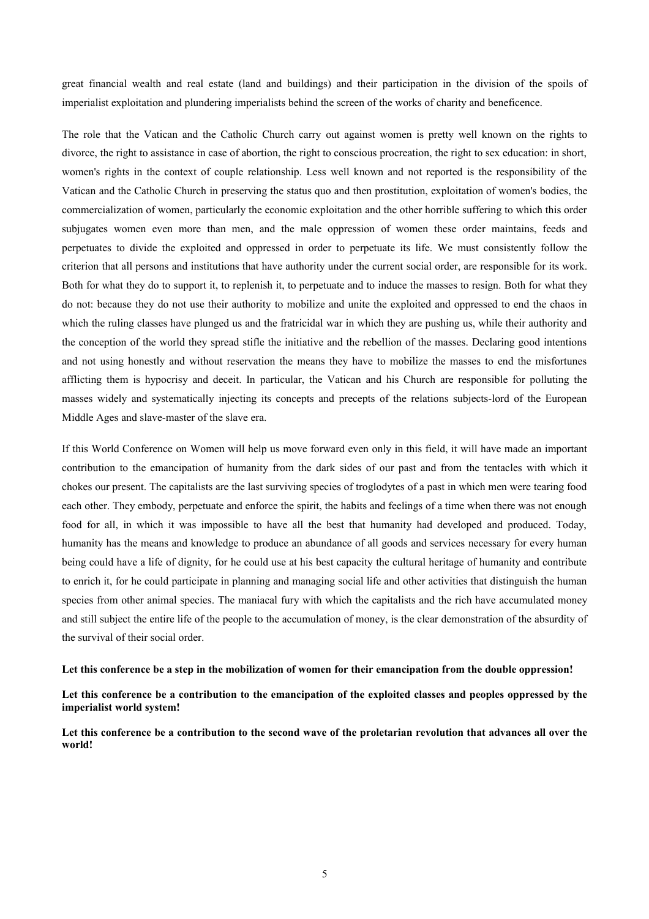great financial wealth and real estate (land and buildings) and their participation in the division of the spoils of imperialist exploitation and plundering imperialists behind the screen of the works of charity and beneficence.

The role that the Vatican and the Catholic Church carry out against women is pretty well known on the rights to divorce, the right to assistance in case of abortion, the right to conscious procreation, the right to sex education: in short, women's rights in the context of couple relationship. Less well known and not reported is the responsibility of the Vatican and the Catholic Church in preserving the status quo and then prostitution, exploitation of women's bodies, the commercialization of women, particularly the economic exploitation and the other horrible suffering to which this order subjugates women even more than men, and the male oppression of women these order maintains, feeds and perpetuates to divide the exploited and oppressed in order to perpetuate its life. We must consistently follow the criterion that all persons and institutions that have authority under the current social order, are responsible for its work. Both for what they do to support it, to replenish it, to perpetuate and to induce the masses to resign. Both for what they do not: because they do not use their authority to mobilize and unite the exploited and oppressed to end the chaos in which the ruling classes have plunged us and the fratricidal war in which they are pushing us, while their authority and the conception of the world they spread stifle the initiative and the rebellion of the masses. Declaring good intentions and not using honestly and without reservation the means they have to mobilize the masses to end the misfortunes afflicting them is hypocrisy and deceit. In particular, the Vatican and his Church are responsible for polluting the masses widely and systematically injecting its concepts and precepts of the relations subjects-lord of the European Middle Ages and slave-master of the slave era.

If this World Conference on Women will help us move forward even only in this field, it will have made an important contribution to the emancipation of humanity from the dark sides of our past and from the tentacles with which it chokes our present. The capitalists are the last surviving species of troglodytes of a past in which men were tearing food each other. They embody, perpetuate and enforce the spirit, the habits and feelings of a time when there was not enough food for all, in which it was impossible to have all the best that humanity had developed and produced. Today, humanity has the means and knowledge to produce an abundance of all goods and services necessary for every human being could have a life of dignity, for he could use at his best capacity the cultural heritage of humanity and contribute to enrich it, for he could participate in planning and managing social life and other activities that distinguish the human species from other animal species. The maniacal fury with which the capitalists and the rich have accumulated money and still subject the entire life of the people to the accumulation of money, is the clear demonstration of the absurdity of the survival of their social order.

**Let this conference be a step in the mobilization of women for their emancipation from the double oppression!**

**Let this conference be a contribution to the emancipation of the exploited classes and peoples oppressed by the imperialist world system!**

**Let this conference be a contribution to the second wave of the proletarian revolution that advances all over the world!**